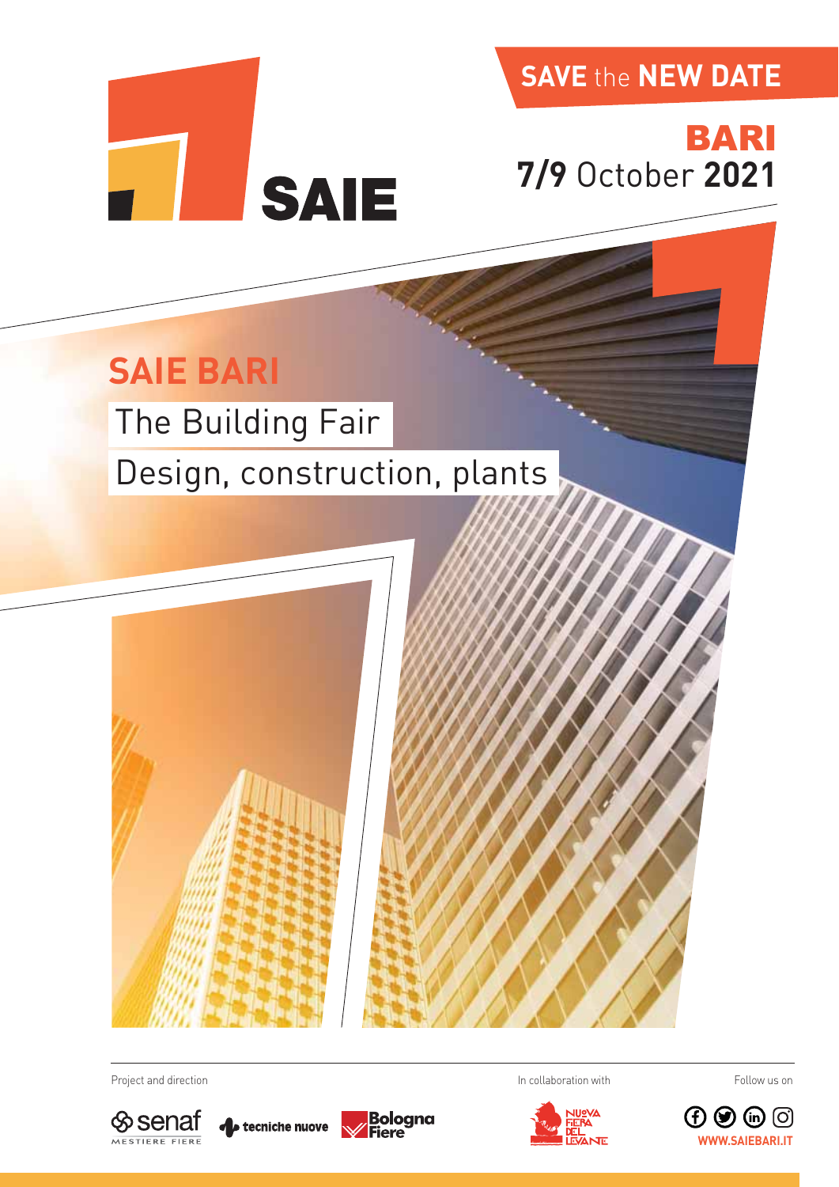# SAIE

**SAVE** the **NEW DATE**

**BARI**
**7/9** October **2021**

## SAIE BARI

The Building Fair

Design, construction, plants

Project and direction

senaf MESTIERE FIERE · tecniche nuove · Bologna Fiere

In collaboration with

Nuova Fiera del Levante

Follow us on

WWW.SAIEBARI.IT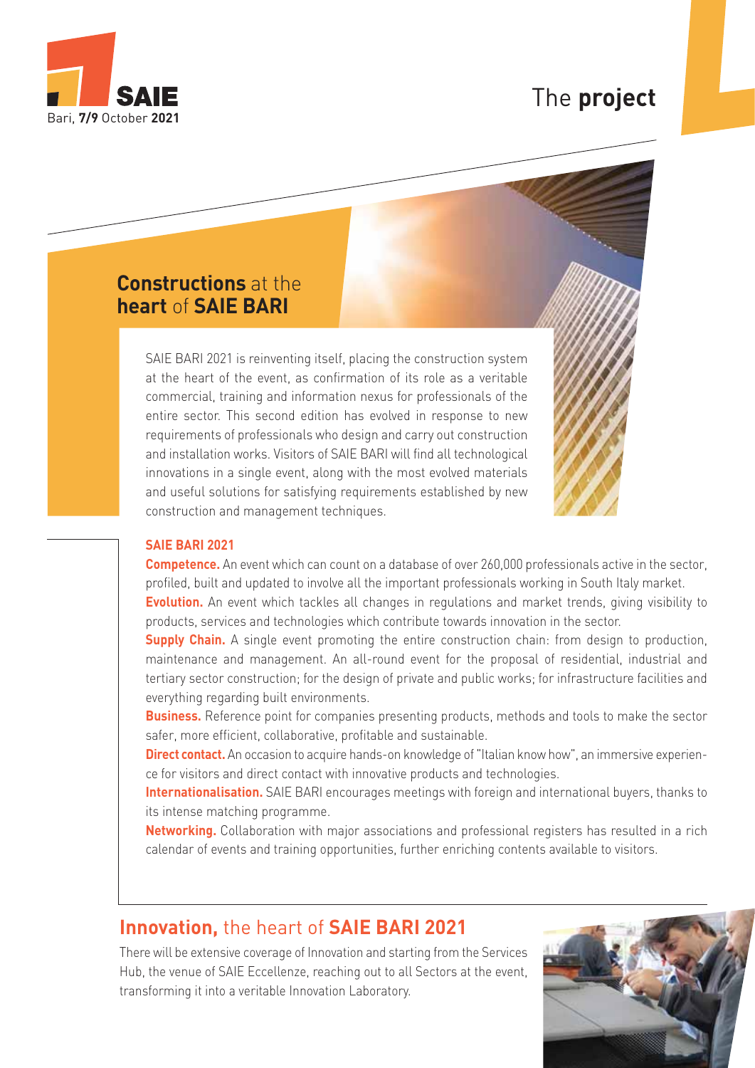SAIE
Bari, **7/9** October **2021**

# The **project**

## **Constructions** at the **heart** of **SAIE BARI**

SAIE BARI 2021 is reinventing itself, placing the construction system at the heart of the event, as confirmation of its role as a veritable commercial, training and information nexus for professionals of the entire sector. This second edition has evolved in response to new requirements of professionals who design and carry out construction and installation works. Visitors of SAIE BARI will find all technological innovations in a single event, along with the most evolved materials and useful solutions for satisfying requirements established by new construction and management techniques.

**SAIE BARI 2021**

**Competence.** An event which can count on a database of over 260,000 professionals active in the sector, profiled, built and updated to involve all the important professionals working in South Italy market.

**Evolution.** An event which tackles all changes in regulations and market trends, giving visibility to products, services and technologies which contribute towards innovation in the sector.

**Supply Chain.** A single event promoting the entire construction chain: from design to production, maintenance and management. An all-round event for the proposal of residential, industrial and tertiary sector construction; for the design of private and public works; for infrastructure facilities and everything regarding built environments.

**Business.** Reference point for companies presenting products, methods and tools to make the sector safer, more efficient, collaborative, profitable and sustainable.

**Direct contact.** An occasion to acquire hands-on knowledge of "Italian know how", an immersive experience for visitors and direct contact with innovative products and technologies.

**Internationalisation.** SAIE BARI encourages meetings with foreign and international buyers, thanks to its intense matching programme.

**Networking.** Collaboration with major associations and professional registers has resulted in a rich calendar of events and training opportunities, further enriching contents available to visitors.

## **Innovation,** the heart of **SAIE BARI 2021**

There will be extensive coverage of Innovation and starting from the Services Hub, the venue of SAIE Eccellenze, reaching out to all Sectors at the event, transforming it into a veritable Innovation Laboratory.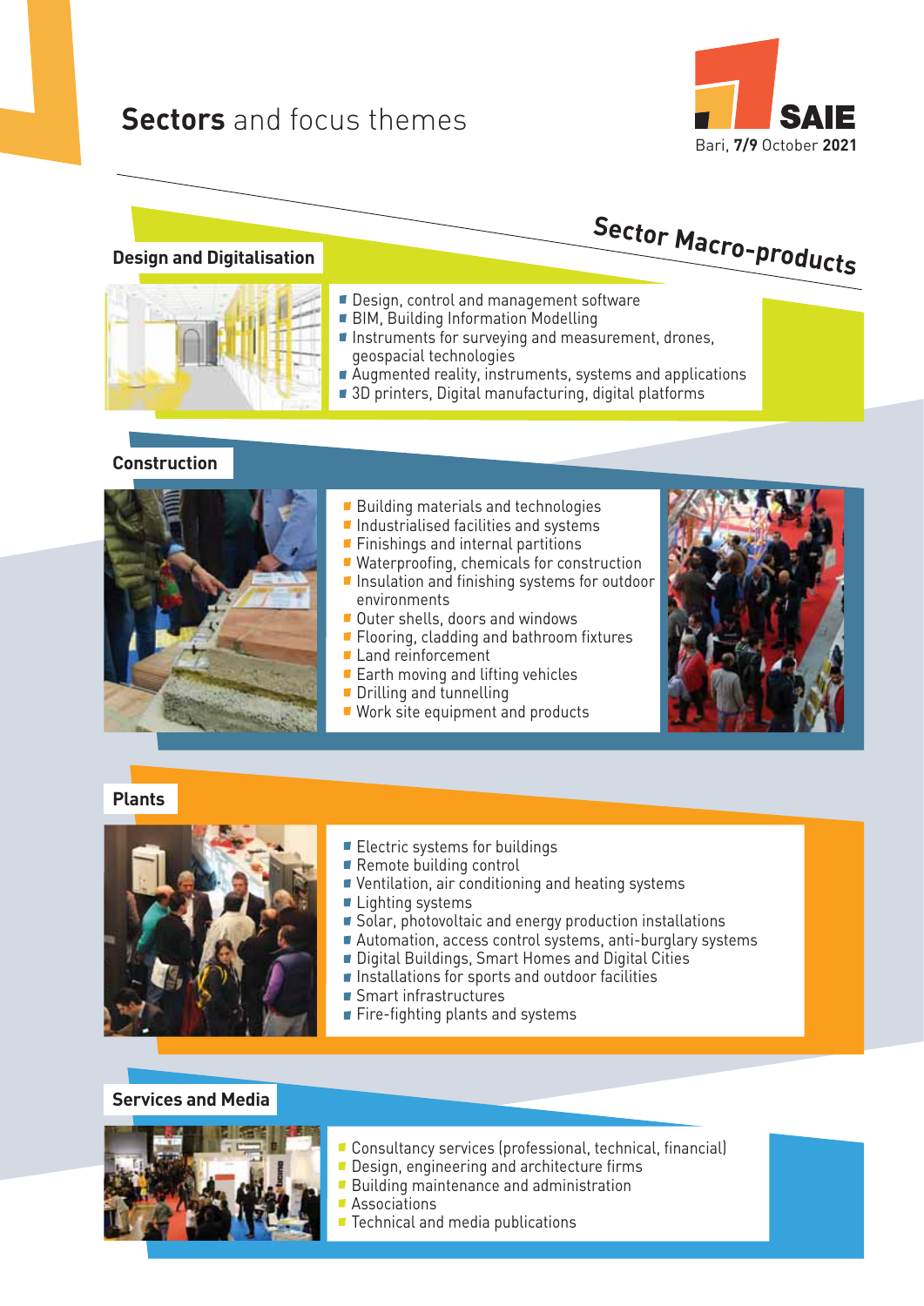# **Sectors** and focus themes

SAIE
Bari, **7/9** October **2021**

## Sector Macro-products

### Design and Digitalisation

- Design, control and management software
- BIM, Building Information Modelling
- Instruments for surveying and measurement, drones, geospacial technologies
- Augmented reality, instruments, systems and applications
- 3D printers, Digital manufacturing, digital platforms

### Construction

- Building materials and technologies
- Industrialised facilities and systems
- Finishings and internal partitions
- Waterproofing, chemicals for construction
- Insulation and finishing systems for outdoor environments
- Outer shells, doors and windows
- Flooring, cladding and bathroom fixtures
- Land reinforcement
- Earth moving and lifting vehicles
- Drilling and tunnelling
- Work site equipment and products

### Plants

- Electric systems for buildings
- Remote building control
- Ventilation, air conditioning and heating systems
- Lighting systems
- Solar, photovoltaic and energy production installations
- Automation, access control systems, anti-burglary systems
- Digital Buildings, Smart Homes and Digital Cities
- Installations for sports and outdoor facilities
- Smart infrastructures
- Fire-fighting plants and systems

### Services and Media

- Consultancy services (professional, technical, financial)
- Design, engineering and architecture firms
- Building maintenance and administration
- Associations
- Technical and media publications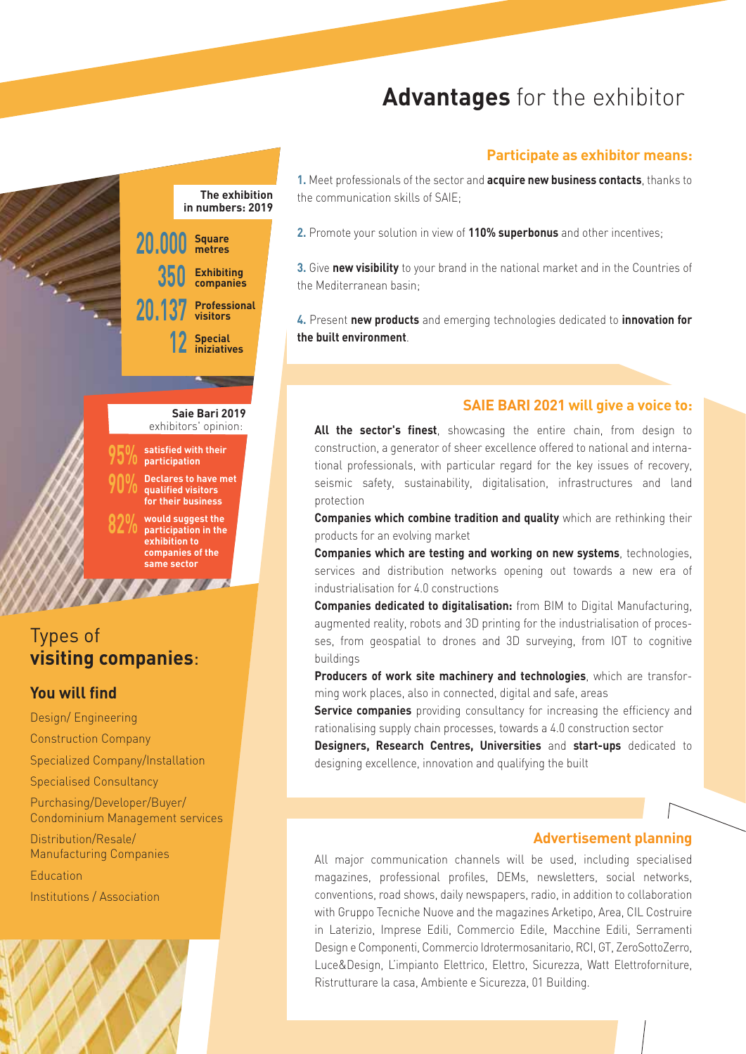# **Advantages** for the exhibitor

**The exhibition in numbers: 2019**

- **20.000** Square metres
- **350** Exhibiting companies
- **20.137** Professional visitors
- **12** Special iniziatives

**Saie Bari 2019**
exhibitors' opinion:

- **95%** satisfied with their participation
- **90%** Declares to have met qualified visitors for their business
- **82%** would suggest the participation in the exhibition to companies of the same sector

## Types of **visiting companies**:

### You will find

- Design/ Engineering
- Construction Company
- Specialized Company/Installation
- Specialised Consultancy
- Purchasing/Developer/Buyer/ Condominium Management services
- Distribution/Resale/ Manufacturing Companies
- Education
- Institutions / Association

### Participate as exhibitor means:

**1.** Meet professionals of the sector and **acquire new business contacts**, thanks to the communication skills of SAIE;

**2.** Promote your solution in view of **110% superbonus** and other incentives;

**3.** Give **new visibility** to your brand in the national market and in the Countries of the Mediterranean basin;

**4.** Present **new products** and emerging technologies dedicated to **innovation for the built environment**.

### SAIE BARI 2021 will give a voice to:

**All the sector's finest**, showcasing the entire chain, from design to construction, a generator of sheer excellence offered to national and international professionals, with particular regard for the key issues of recovery, seismic safety, sustainability, digitalisation, infrastructures and land protection

**Companies which combine tradition and quality** which are rethinking their products for an evolving market

**Companies which are testing and working on new systems**, technologies, services and distribution networks opening out towards a new era of industrialisation for 4.0 constructions

**Companies dedicated to digitalisation:** from BIM to Digital Manufacturing, augmented reality, robots and 3D printing for the industrialisation of processes, from geospatial to drones and 3D surveying, from IOT to cognitive buildings

**Producers of work site machinery and technologies**, which are transforming work places, also in connected, digital and safe, areas

**Service companies** providing consultancy for increasing the efficiency and rationalising supply chain processes, towards a 4.0 construction sector

**Designers, Research Centres, Universities** and **start-ups** dedicated to designing excellence, innovation and qualifying the built

### Advertisement planning

All major communication channels will be used, including specialised magazines, professional profiles, DEMs, newsletters, social networks, conventions, road shows, daily newspapers, radio, in addition to collaboration with Gruppo Tecniche Nuove and the magazines Arketipo, Area, CIL Costruire in Laterizio, Imprese Edili, Commercio Edile, Macchine Edili, Serramenti Design e Componenti, Commercio Idrotermosanitario, RCI, GT, ZeroSottoZero, Luce&Design, L'impianto Elettrico, Elettro, Sicurezza, Watt Elettroforniture, Ristrutturare la casa, Ambiente e Sicurezza, 01 Building.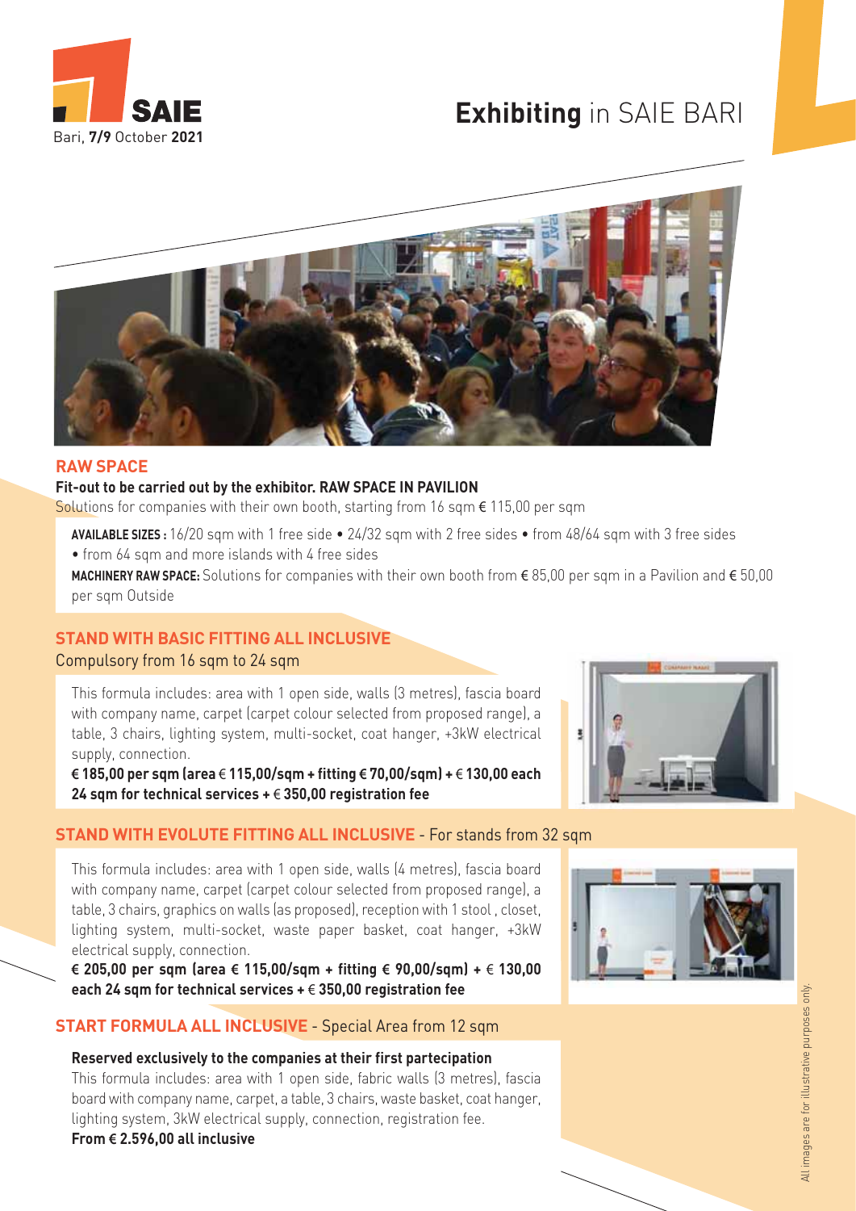SAIE

Bari, **7/9** October **2021**

# **Exhibiting** in SAIE BARI

## RAW SPACE

**Fit-out to be carried out by the exhibitor. RAW SPACE IN PAVILION**

Solutions for companies with their own booth, starting from 16 sqm € 115,00 per sqm

**AVAILABLE SIZES :** 16/20 sqm with 1 free side • 24/32 sqm with 2 free sides • from 48/64 sqm with 3 free sides • from 64 sqm and more islands with 4 free sides

**MACHINERY RAW SPACE:** Solutions for companies with their own booth from € 85,00 per sqm in a Pavilion and € 50,00 per sqm Outside

## STAND WITH BASIC FITTING ALL INCLUSIVE

Compulsory from 16 sqm to 24 sqm

This formula includes: area with 1 open side, walls (3 metres), fascia board with company name, carpet (carpet colour selected from proposed range), a table, 3 chairs, lighting system, multi-socket, coat hanger, +3kW electrical supply, connection.

**€ 185,00 per sqm (area € 115,00/sqm + fitting € 70,00/sqm) + € 130,00 each 24 sqm for technical services + € 350,00 registration fee**

## STAND WITH EVOLUTE FITTING ALL INCLUSIVE - For stands from 32 sqm

This formula includes: area with 1 open side, walls (4 metres), fascia board with company name, carpet (carpet colour selected from proposed range), a table, 3 chairs, graphics on walls (as proposed), reception with 1 stool , closet, lighting system, multi-socket, waste paper basket, coat hanger, +3kW electrical supply, connection.

**€ 205,00 per sqm (area € 115,00/sqm + fitting € 90,00/sqm) + € 130,00 each 24 sqm for technical services + € 350,00 registration fee**

## START FORMULA ALL INCLUSIVE - Special Area from 12 sqm

**Reserved exclusively to the companies at their first partecipation**

This formula includes: area with 1 open side, fabric walls (3 metres), fascia board with company name, carpet, a table, 3 chairs, waste basket, coat hanger, lighting system, 3kW electrical supply, connection, registration fee.

**From € 2.596,00 all inclusive**

All images are for illustrative purposes only.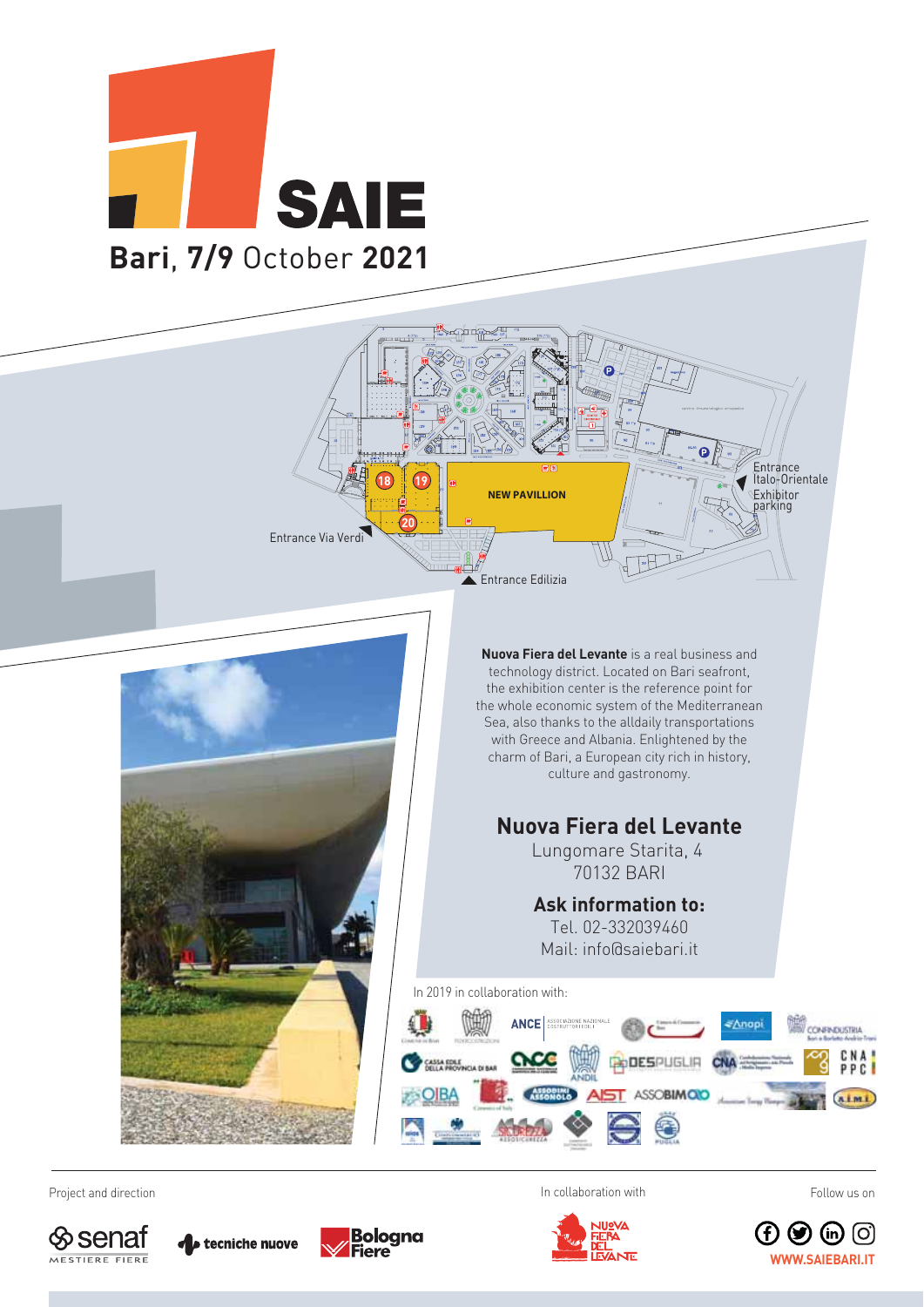# SAIE

**Bari**, **7/9** October **2021**

NEW PAVILLION

18 19 20

Entrance Via Verdi

Entrance Edilizia

Entrance Italo-Orientale

Exhibitor parking

**Nuova Fiera del Levante** is a real business and technology district. Located on Bari seafront, the exhibition center is the reference point for the whole economic system of the Mediterranean Sea, also thanks to the alldaily transportations with Greece and Albania. Enlightened by the charm of Bari, a European city rich in history, culture and gastronomy.

## Nuova Fiera del Levante

Lungomare Starita, 4
70132 BARI

**Ask information to:**
Tel. 02-332039460
Mail: info@saiebari.it

In 2019 in collaboration with:

Project and direction

senaf MESTIERE FIERE

tecniche nuove

Bologna Fiere

In collaboration with

NUOVA FIERA DEL LEVANTE

Follow us on

WWW.SAIEBARI.IT